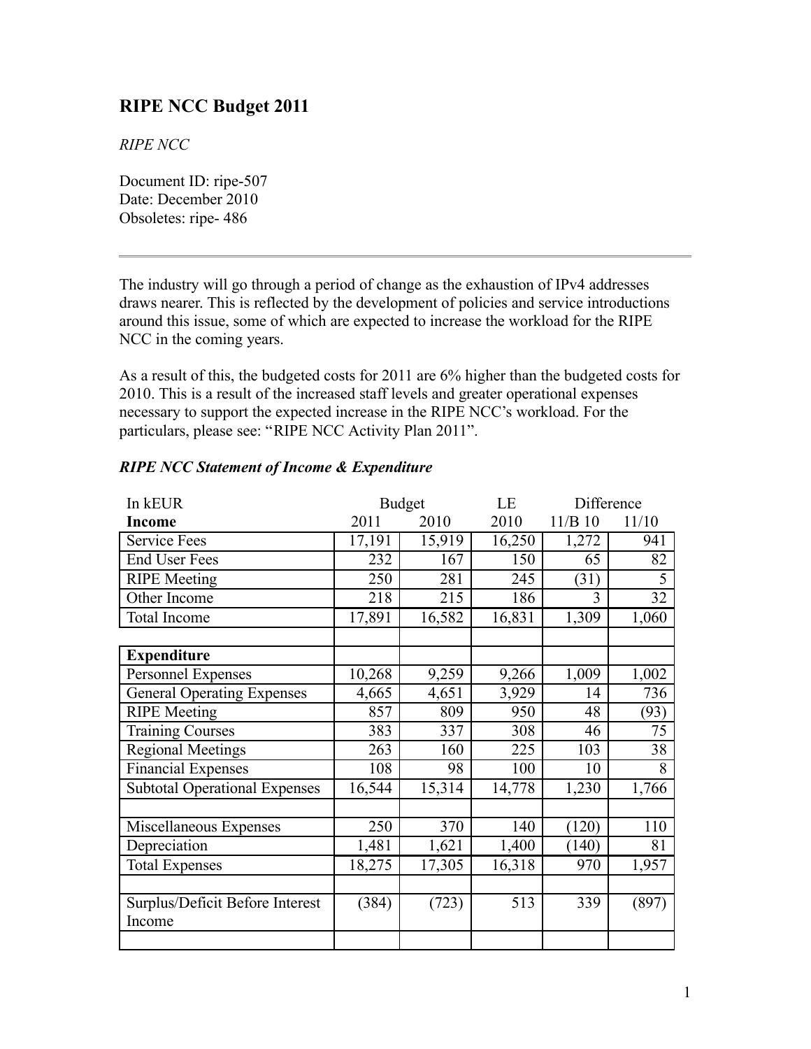# RIPE NCC Budget 2011

*RIPE NCC*

Document ID: ripe-507
Date: December 2010
Obsoletes: ripe- 486

---

The industry will go through a period of change as the exhaustion of IPv4 addresses draws nearer. This is reflected by the development of policies and service introductions around this issue, some of which are expected to increase the workload for the RIPE NCC in the coming years.

As a result of this, the budgeted costs for 2011 are 6% higher than the budgeted costs for 2010. This is a result of the increased staff levels and greater operational expenses necessary to support the expected increase in the RIPE NCC's workload. For the particulars, please see: "RIPE NCC Activity Plan 2011".

***RIPE NCC Statement of Income & Expenditure***

| In kEUR | Budget | | LE | Difference | |
|---|---|---|---|---|---|
| **Income** | 2011 | 2010 | 2010 | 11/B 10 | 11/10 |
| Service Fees | 17,191 | 15,919 | 16,250 | 1,272 | 941 |
| End User Fees | 232 | 167 | 150 | 65 | 82 |
| RIPE Meeting | 250 | 281 | 245 | (31) | 5 |
| Other Income | 218 | 215 | 186 | 3 | 32 |
| Total Income | 17,891 | 16,582 | 16,831 | 1,309 | 1,060 |
| | | | | | |
| **Expenditure** | | | | | |
| Personnel Expenses | 10,268 | 9,259 | 9,266 | 1,009 | 1,002 |
| General Operating Expenses | 4,665 | 4,651 | 3,929 | 14 | 736 |
| RIPE Meeting | 857 | 809 | 950 | 48 | (93) |
| Training Courses | 383 | 337 | 308 | 46 | 75 |
| Regional Meetings | 263 | 160 | 225 | 103 | 38 |
| Financial Expenses | 108 | 98 | 100 | 10 | 8 |
| Subtotal Operational Expenses | 16,544 | 15,314 | 14,778 | 1,230 | 1,766 |
| | | | | | |
| Miscellaneous Expenses | 250 | 370 | 140 | (120) | 110 |
| Depreciation | 1,481 | 1,621 | 1,400 | (140) | 81 |
| Total Expenses | 18,275 | 17,305 | 16,318 | 970 | 1,957 |
| | | | | | |
| Surplus/Deficit Before Interest Income | (384) | (723) | 513 | 339 | (897) |
| | | | | | |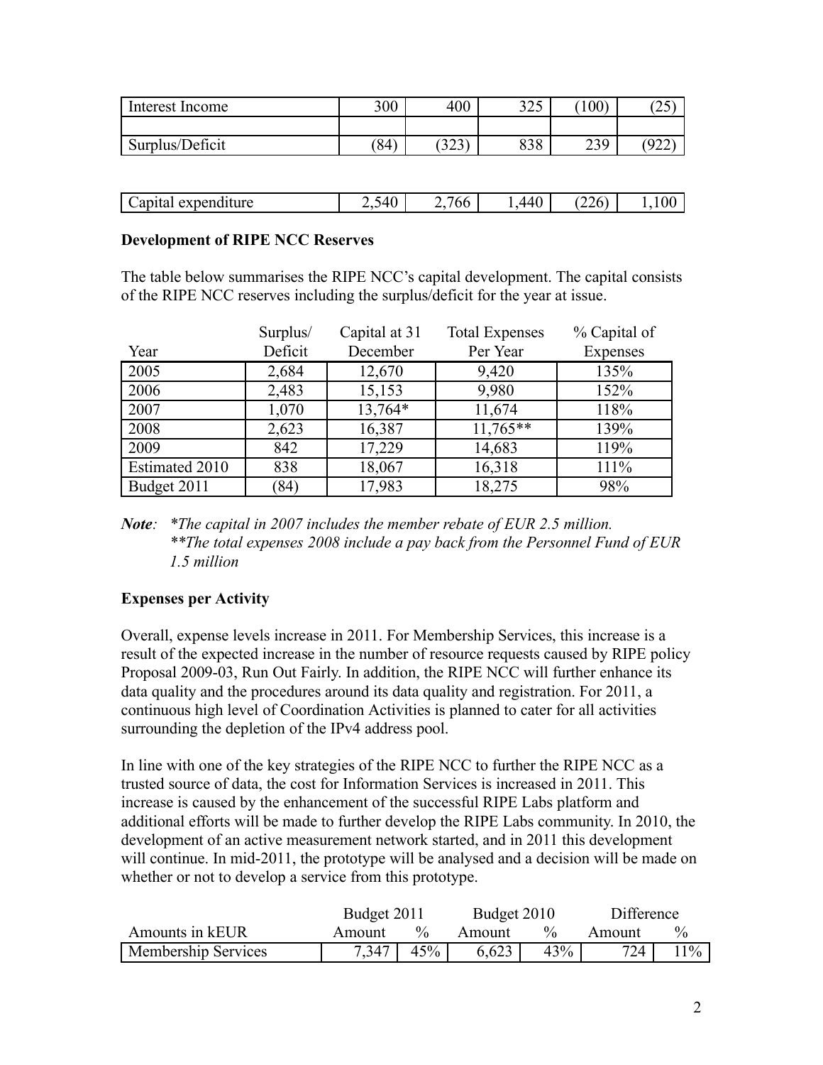| Interest Income | 300 | 400 | 325 | (100) | (25) |
|---|---|---|---|---|---|
| | | | | | |
| Surplus/Deficit | (84) | (323) | 838 | 239 | (922) |

| Capital expenditure | 2,540 | 2,766 | 1,440 | (226) | 1,100 |
|---|---|---|---|---|---|

**Development of RIPE NCC Reserves**

The table below summarises the RIPE NCC's capital development. The capital consists of the RIPE NCC reserves including the surplus/deficit for the year at issue.

| Year | Surplus/ Deficit | Capital at 31 December | Total Expenses Per Year | % Capital of Expenses |
|---|---|---|---|---|
| 2005 | 2,684 | 12,670 | 9,420 | 135% |
| 2006 | 2,483 | 15,153 | 9,980 | 152% |
| 2007 | 1,070 | 13,764* | 11,674 | 118% |
| 2008 | 2,623 | 16,387 | 11,765** | 139% |
| 2009 | 842 | 17,229 | 14,683 | 119% |
| Estimated 2010 | 838 | 18,067 | 16,318 | 111% |
| Budget 2011 | (84) | 17,983 | 18,275 | 98% |

***Note**: \*The capital in 2007 includes the member rebate of EUR 2.5 million.*
*\*\*The total expenses 2008 include a pay back from the Personnel Fund of EUR 1.5 million*

**Expenses per Activity**

Overall, expense levels increase in 2011. For Membership Services, this increase is a result of the expected increase in the number of resource requests caused by RIPE policy Proposal 2009-03, Run Out Fairly. In addition, the RIPE NCC will further enhance its data quality and the procedures around its data quality and registration. For 2011, a continuous high level of Coordination Activities is planned to cater for all activities surrounding the depletion of the IPv4 address pool.

In line with one of the key strategies of the RIPE NCC to further the RIPE NCC as a trusted source of data, the cost for Information Services is increased in 2011. This increase is caused by the enhancement of the successful RIPE Labs platform and additional efforts will be made to further develop the RIPE Labs community. In 2010, the development of an active measurement network started, and in 2011 this development will continue. In mid-2011, the prototype will be analysed and a decision will be made on whether or not to develop a service from this prototype.

| | Budget 2011 | | Budget 2010 | | Difference | |
|---|---|---|---|---|---|---|
| Amounts in kEUR | Amount | % | Amount | % | Amount | % |
| Membership Services | 7,347 | 45% | 6,623 | 43% | 724 | 11% |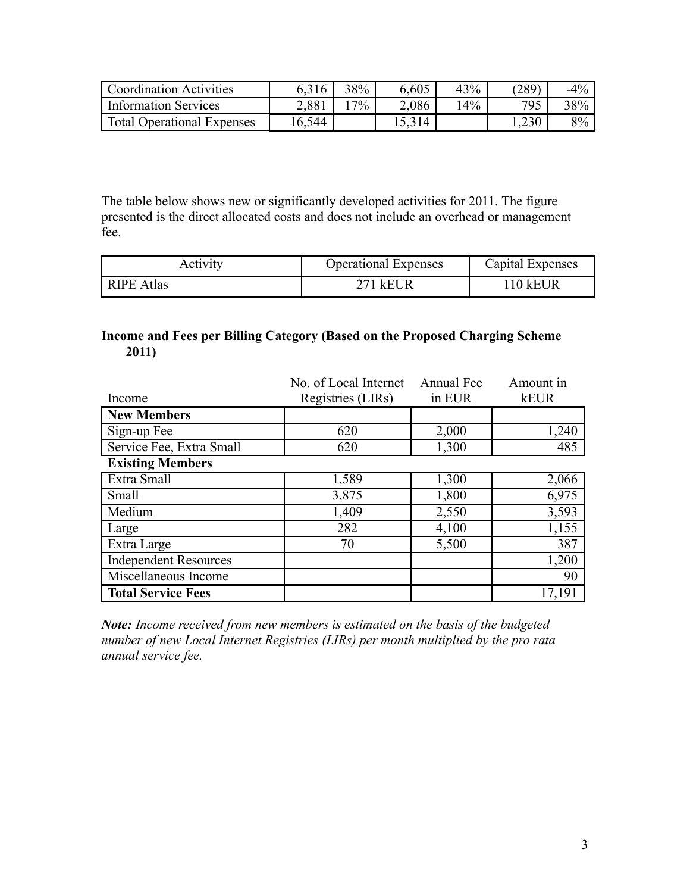| | | | | | | |
|---|---|---|---|---|---|---|
| Coordination Activities | 6,316 | 38% | 6,605 | 43% | (289) | -4% |
| Information Services | 2,881 | 17% | 2,086 | 14% | 795 | 38% |
| Total Operational Expenses | 16,544 | | 15,314 | | 1,230 | 8% |

The table below shows new or significantly developed activities for 2011. The figure presented is the direct allocated costs and does not include an overhead or management fee.

| Activity | Operational Expenses | Capital Expenses |
|---|---|---|
| RIPE Atlas | 271 kEUR | 110 kEUR |

**Income and Fees per Billing Category (Based on the Proposed Charging Scheme 2011)**

| Income | No. of Local Internet Registries (LIRs) | Annual Fee in EUR | Amount in kEUR |
|---|---|---|---|
| **New Members** | | | |
| Sign-up Fee | 620 | 2,000 | 1,240 |
| Service Fee, Extra Small | 620 | 1,300 | 485 |
| **Existing Members** | | | |
| Extra Small | 1,589 | 1,300 | 2,066 |
| Small | 3,875 | 1,800 | 6,975 |
| Medium | 1,409 | 2,550 | 3,593 |
| Large | 282 | 4,100 | 1,155 |
| Extra Large | 70 | 5,500 | 387 |
| Independent Resources | | | 1,200 |
| Miscellaneous Income | | | 90 |
| **Total Service Fees** | | | 17,191 |

***Note:** Income received from new members is estimated on the basis of the budgeted number of new Local Internet Registries (LIRs) per month multiplied by the pro rata annual service fee.*